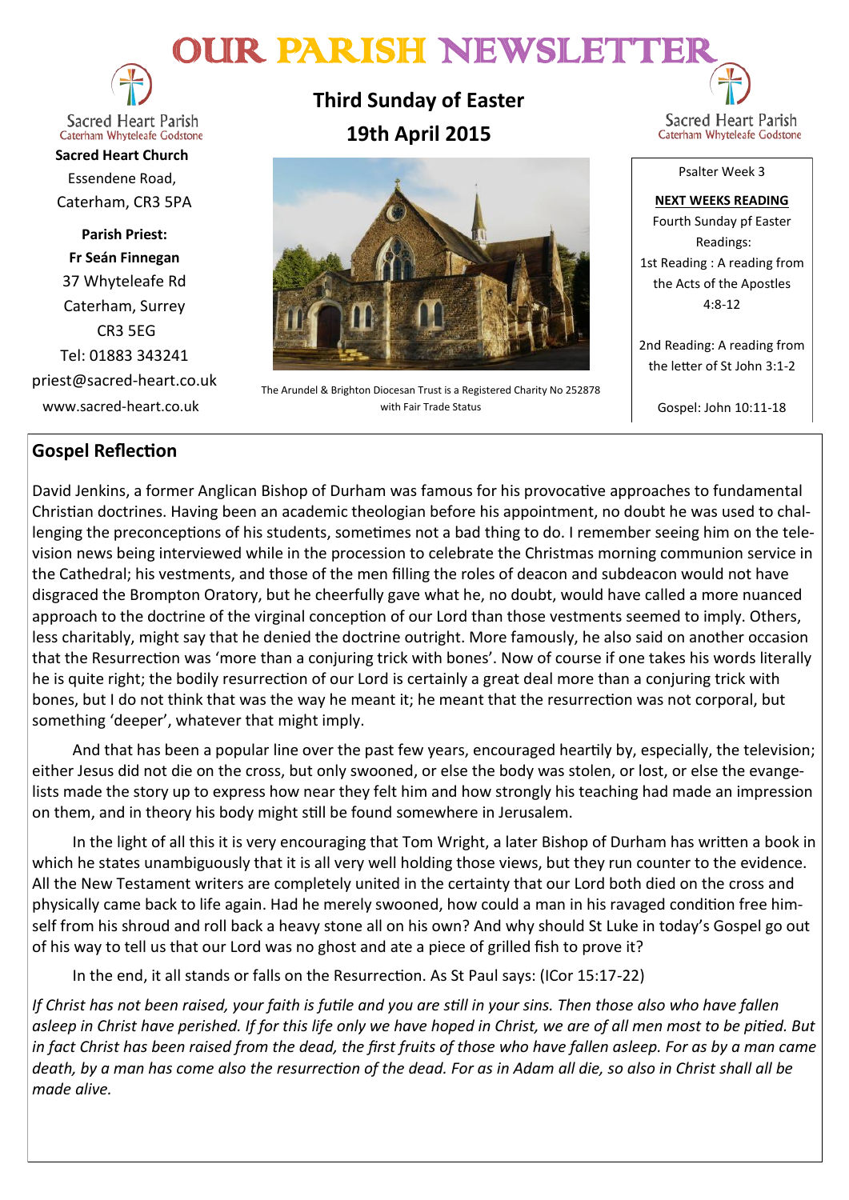# OUR PARISH NEWSLETTER

Sacred Heart Parish
Caterham Whyteleafe Godstone

**Sacred Heart Church**
Essendene Road,
Caterham, CR3 5PA

**Parish Priest:**
**Fr Seán Finnegan**
37 Whyteleafe Rd
Caterham, Surrey
CR3 5EG
Tel: 01883 343241
priest@sacred-heart.co.uk
www.sacred-heart.co.uk

## Third Sunday of Easter
## 19th April 2015

The Arundel & Brighton Diocesan Trust is a Registered Charity No 252878 with Fair Trade Status

Sacred Heart Parish
Caterham Whyteleafe Godstone

Psalter Week 3

**NEXT WEEKS READING**
Fourth Sunday pf Easter
Readings:
1st Reading : A reading from the Acts of the Apostles 4:8-12

2nd Reading: A reading from the letter of St John 3:1-2

Gospel: John 10:11-18

## Gospel Reflection

David Jenkins, a former Anglican Bishop of Durham was famous for his provocative approaches to fundamental Christian doctrines. Having been an academic theologian before his appointment, no doubt he was used to challenging the preconceptions of his students, sometimes not a bad thing to do. I remember seeing him on the television news being interviewed while in the procession to celebrate the Christmas morning communion service in the Cathedral; his vestments, and those of the men filling the roles of deacon and subdeacon would not have disgraced the Brompton Oratory, but he cheerfully gave what he, no doubt, would have called a more nuanced approach to the doctrine of the virginal conception of our Lord than those vestments seemed to imply. Others, less charitably, might say that he denied the doctrine outright. More famously, he also said on another occasion that the Resurrection was 'more than a conjuring trick with bones'. Now of course if one takes his words literally he is quite right; the bodily resurrection of our Lord is certainly a great deal more than a conjuring trick with bones, but I do not think that was the way he meant it; he meant that the resurrection was not corporal, but something 'deeper', whatever that might imply.

And that has been a popular line over the past few years, encouraged heartily by, especially, the television; either Jesus did not die on the cross, but only swooned, or else the body was stolen, or lost, or else the evangelists made the story up to express how near they felt him and how strongly his teaching had made an impression on them, and in theory his body might still be found somewhere in Jerusalem.

In the light of all this it is very encouraging that Tom Wright, a later Bishop of Durham has written a book in which he states unambiguously that it is all very well holding those views, but they run counter to the evidence. All the New Testament writers are completely united in the certainty that our Lord both died on the cross and physically came back to life again. Had he merely swooned, how could a man in his ravaged condition free himself from his shroud and roll back a heavy stone all on his own? And why should St Luke in today's Gospel go out of his way to tell us that our Lord was no ghost and ate a piece of grilled fish to prove it?

In the end, it all stands or falls on the Resurrection. As St Paul says: (ICor 15:17-22)

*If Christ has not been raised, your faith is futile and you are still in your sins. Then those also who have fallen asleep in Christ have perished. If for this life only we have hoped in Christ, we are of all men most to be pitied. But in fact Christ has been raised from the dead, the first fruits of those who have fallen asleep. For as by a man came death, by a man has come also the resurrection of the dead. For as in Adam all die, so also in Christ shall all be made alive.*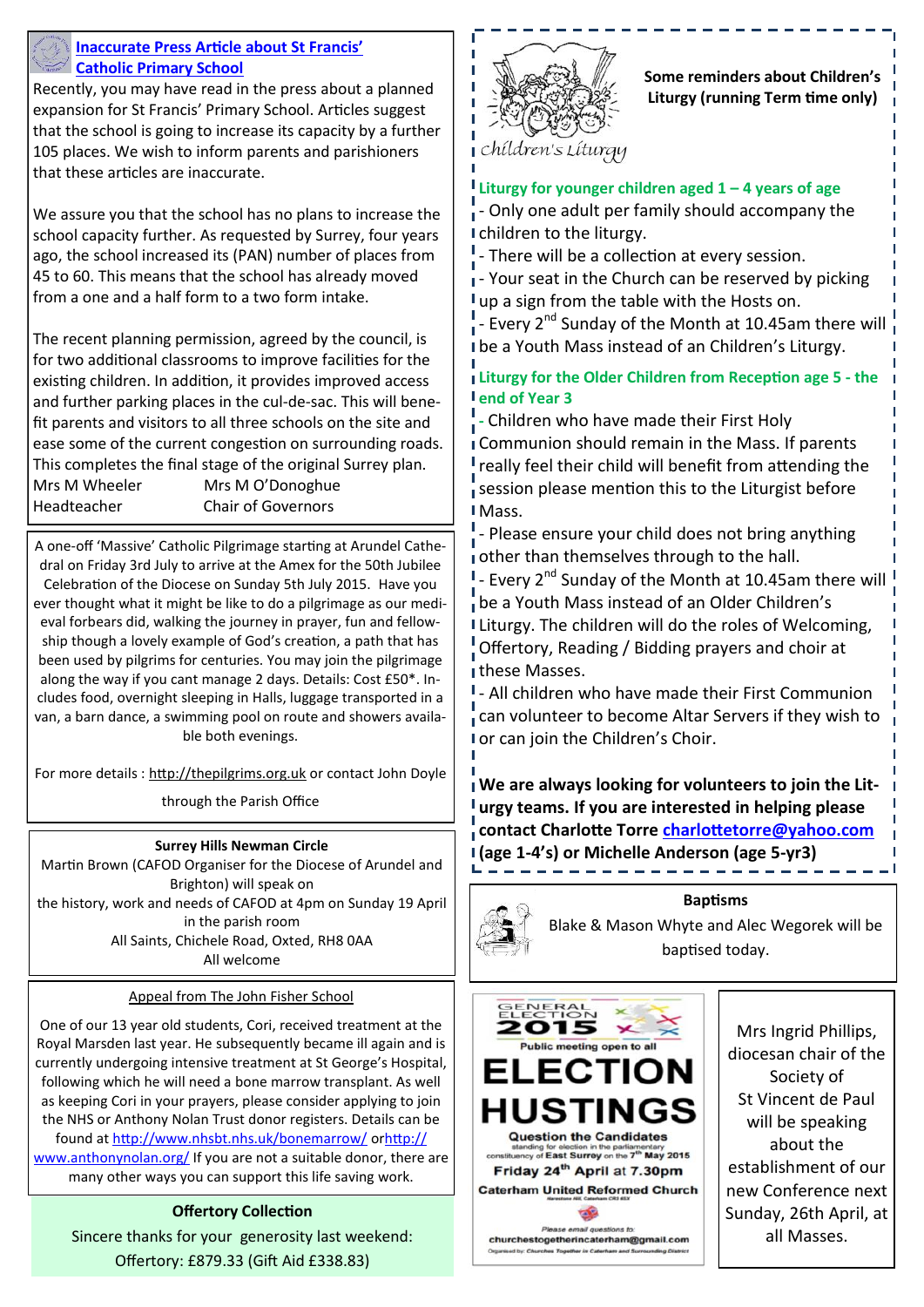## Inaccurate Press Article about St Francis' Catholic Primary School

Recently, you may have read in the press about a planned expansion for St Francis' Primary School. Articles suggest that the school is going to increase its capacity by a further 105 places. We wish to inform parents and parishioners that these articles are inaccurate.

We assure you that the school has no plans to increase the school capacity further. As requested by Surrey, four years ago, the school increased its (PAN) number of places from 45 to 60. This means that the school has already moved from a one and a half form to a two form intake.

The recent planning permission, agreed by the council, is for two additional classrooms to improve facilities for the existing children. In addition, it provides improved access and further parking places in the cul-de-sac. This will benefit parents and visitors to all three schools on the site and ease some of the current congestion on surrounding roads. This completes the final stage of the original Surrey plan.

Mrs M Wheeler — Headteacher
Mrs M O'Donoghue — Chair of Governors

---

A one-off 'Massive' Catholic Pilgrimage starting at Arundel Cathedral on Friday 3rd July to arrive at the Amex for the 50th Jubilee Celebration of the Diocese on Sunday 5th July 2015. Have you ever thought what it might be like to do a pilgrimage as our medieval forbears did, walking the journey in prayer, fun and fellowship though a lovely example of God's creation, a path that has been used by pilgrims for centuries. You may join the pilgrimage along the way if you cant manage 2 days. Details: Cost £50*. Includes food, overnight sleeping in Halls, luggage transported in a van, a barn dance, a swimming pool on route and showers available both evenings.

For more details : http://thepilgrims.org.uk or contact John Doyle through the Parish Office

---

**Surrey Hills Newman Circle**

Martin Brown (CAFOD Organiser for the Diocese of Arundel and Brighton) will speak on the history, work and needs of CAFOD at 4pm on Sunday 19 April in the parish room

All Saints, Chichele Road, Oxted, RH8 0AA

All welcome

---

**Appeal from The John Fisher School**

One of our 13 year old students, Cori, received treatment at the Royal Marsden last year. He subsequently became ill again and is currently undergoing intensive treatment at St George's Hospital, following which he will need a bone marrow transplant. As well as keeping Cori in your prayers, please consider applying to join the NHS or Anthony Nolan Trust donor registers. Details can be found at http://www.nhsbt.nhs.uk/bonemarrow/ or http://www.anthonynolan.org/ If you are not a suitable donor, there are many other ways you can support this life saving work.

---

**Offertory Collection**

Sincere thanks for your generosity last weekend:

Offertory: £879.33 (Gift Aid £338.83)

---

*Children's Liturgy*

**Some reminders about Children's Liturgy (running Term time only)**

**Liturgy for younger children aged 1 – 4 years of age**

- Only one adult per family should accompany the children to the liturgy.
- There will be a collection at every session.
- Your seat in the Church can be reserved by picking up a sign from the table with the Hosts on.
- Every 2nd Sunday of the Month at 10.45am there will be a Youth Mass instead of an Children's Liturgy.

**Liturgy for the Older Children from Reception age 5 - the end of Year 3**

- Children who have made their First Holy Communion should remain in the Mass. If parents really feel their child will benefit from attending the session please mention this to the Liturgist before Mass.
- Please ensure your child does not bring anything other than themselves through to the hall.
- Every 2nd Sunday of the Month at 10.45am there will be a Youth Mass instead of an Older Children's Liturgy. The children will do the roles of Welcoming, Offertory, Reading / Bidding prayers and choir at these Masses.
- All children who have made their First Communion can volunteer to become Altar Servers if they wish to or can join the Children's Choir.

**We are always looking for volunteers to join the Liturgy teams. If you are interested in helping please contact Charlotte Torre charlottetorre@yahoo.com (age 1-4's) or Michelle Anderson (age 5-yr3)**

---

**Baptisms**

Blake & Mason Whyte and Alec Wegorek will be baptised today.

---

GENERAL ELECTION 2015

Public meeting open to all

**ELECTION HUSTINGS**

Question the Candidates standing for election in the parliamentary constituency of East Surrey on the 7th May 2015

Friday 24th April at 7.30pm

Caterham United Reformed Church

Please email questions to: churchestogetherincaterham@gmail.com

---

Mrs Ingrid Phillips, diocesan chair of the Society of St Vincent de Paul will be speaking about the establishment of our new Conference next Sunday, 26th April, at all Masses.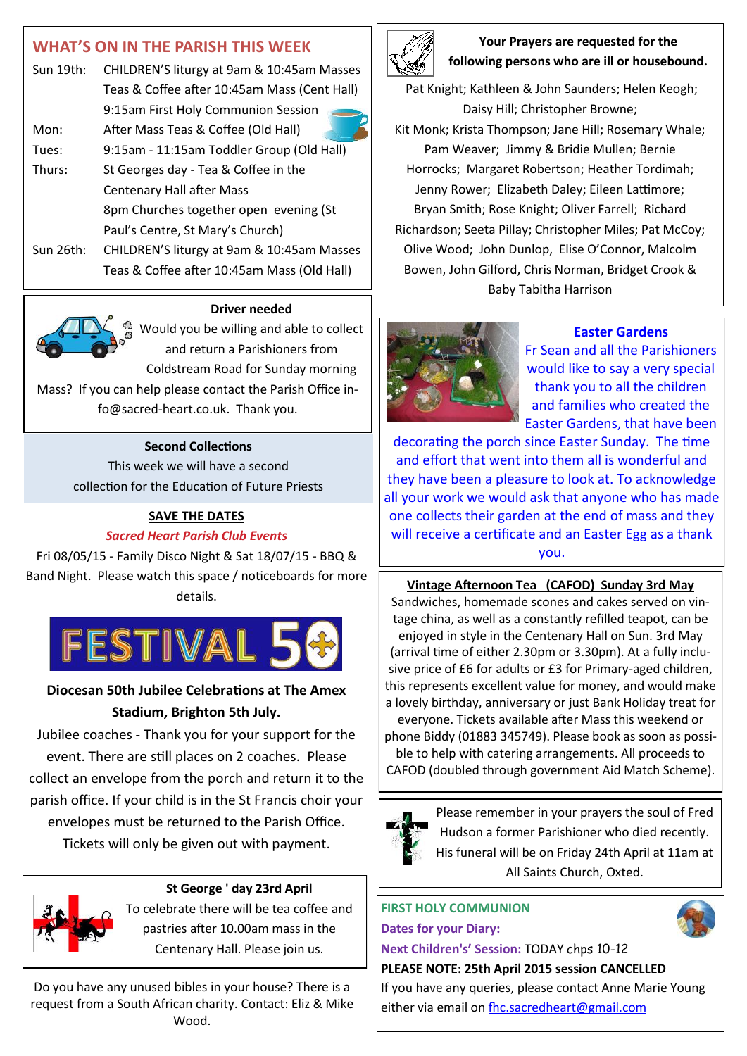## WHAT'S ON IN THE PARISH THIS WEEK

| | |
|---|---|
| Sun 19th: | CHILDREN'S liturgy at 9am & 10:45am Masses |
| | Teas & Coffee after 10:45am Mass (Cent Hall) |
| | 9:15am First Holy Communion Session |
| Mon: | After Mass Teas & Coffee (Old Hall) |
| Tues: | 9:15am - 11:15am Toddler Group (Old Hall) |
| Thurs: | St Georges day - Tea & Coffee in the Centenary Hall after Mass |
| | 8pm Churches together open evening (St Paul's Centre, St Mary's Church) |
| Sun 26th: | CHILDREN'S liturgy at 9am & 10:45am Masses |
| | Teas & Coffee after 10:45am Mass (Old Hall) |

**Driver needed**

Would you be willing and able to collect and return a Parishioners from Coldstream Road for Sunday morning Mass? If you can help please contact the Parish Office info@sacred-heart.co.uk. Thank you.

**Second Collections**

This week we will have a second collection for the Education of Future Priests

**SAVE THE DATES**

***Sacred Heart Parish Club Events***

Fri 08/05/15 - Family Disco Night & Sat 18/07/15 - BBQ & Band Night. Please watch this space / noticeboards for more details.

FESTIVAL 50

**Diocesan 50th Jubilee Celebrations at The Amex Stadium, Brighton 5th July.**

Jubilee coaches - Thank you for your support for the event. There are still places on 2 coaches. Please collect an envelope from the porch and return it to the parish office. If your child is in the St Francis choir your envelopes must be returned to the Parish Office. Tickets will only be given out with payment.

**St George ' day 23rd April**

To celebrate there will be tea coffee and pastries after 10.00am mass in the Centenary Hall. Please join us.

Do you have any unused bibles in your house? There is a request from a South African charity. Contact: Eliz & Mike Wood.

**Your Prayers are requested for the following persons who are ill or housebound.**

Pat Knight; Kathleen & John Saunders; Helen Keogh; Daisy Hill; Christopher Browne; Kit Monk; Krista Thompson; Jane Hill; Rosemary Whale; Pam Weaver; Jimmy & Bridie Mullen; Bernie Horrocks; Margaret Robertson; Heather Tordimah; Jenny Rower; Elizabeth Daley; Eileen Lattimore; Bryan Smith; Rose Knight; Oliver Farrell; Richard Richardson; Seeta Pillay; Christopher Miles; Pat McCoy; Olive Wood; John Dunlop, Elise O'Connor, Malcolm Bowen, John Gilford, Chris Norman, Bridget Crook & Baby Tabitha Harrison

**Easter Gardens**

Fr Sean and all the Parishioners would like to say a very special thank you to all the children and families who created the Easter Gardens, that have been decorating the porch since Easter Sunday. The time and effort that went into them all is wonderful and they have been a pleasure to look at. To acknowledge all your work we would ask that anyone who has made one collects their garden at the end of mass and they will receive a certificate and an Easter Egg as a thank you.

**Vintage Afternoon Tea (CAFOD) Sunday 3rd May**

Sandwiches, homemade scones and cakes served on vintage china, as well as a constantly refilled teapot, can be enjoyed in style in the Centenary Hall on Sun. 3rd May (arrival time of either 2.30pm or 3.30pm). At a fully inclusive price of £6 for adults or £3 for Primary-aged children, this represents excellent value for money, and would make a lovely birthday, anniversary or just Bank Holiday treat for everyone. Tickets available after Mass this weekend or phone Biddy (01883 345749). Please book as soon as possible to help with catering arrangements. All proceeds to CAFOD (doubled through government Aid Match Scheme).

Please remember in your prayers the soul of Fred Hudson a former Parishioner who died recently. His funeral will be on Friday 24th April at 11am at All Saints Church, Oxted.

**FIRST HOLY COMMUNION**

**Dates for your Diary:**

**Next Children's' Session:** TODAY chps 10-12

**PLEASE NOTE: 25th April 2015 session CANCELLED**

If you have any queries, please contact Anne Marie Young either via email on fhc.sacredheart@gmail.com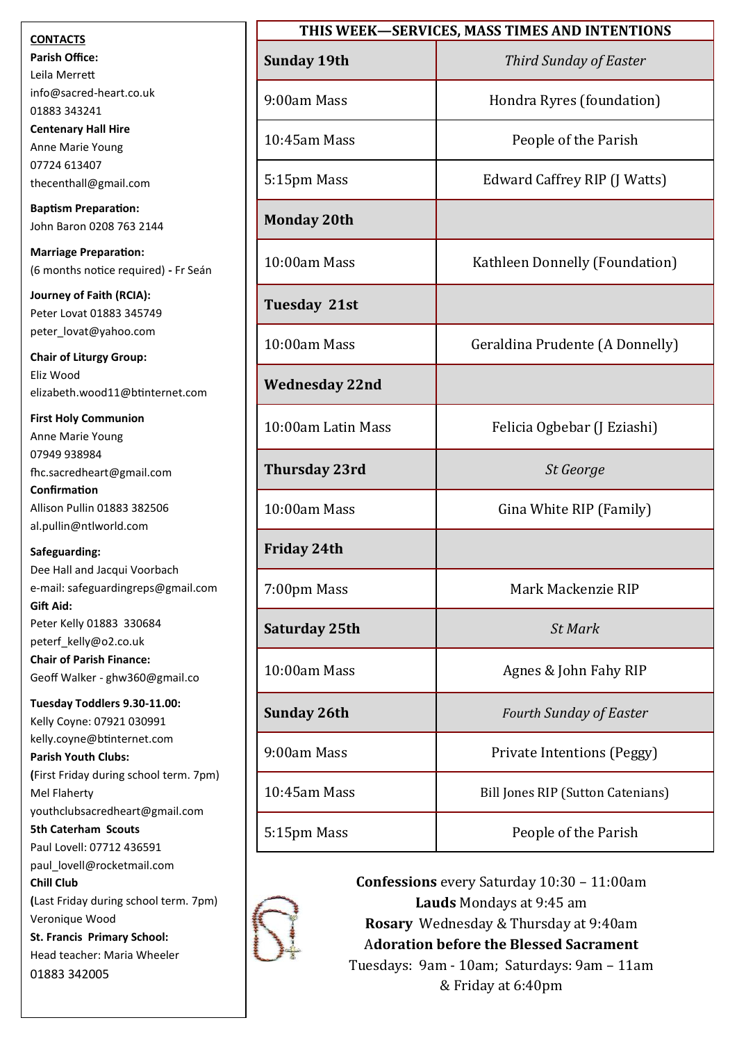**CONTACTS**

**Parish Office:**
Leila Merrett
info@sacred-heart.co.uk
01883 343241

**Centenary Hall Hire**
Anne Marie Young
07724 613407
thecenthall@gmail.com

**Baptism Preparation:**
John Baron 0208 763 2144

**Marriage Preparation:**
(6 months notice required) **-** Fr Seán

**Journey of Faith (RCIA):**
Peter Lovat 01883 345749
peter_lovat@yahoo.com

**Chair of Liturgy Group:**
Eliz Wood
elizabeth.wood11@btinternet.com

**First Holy Communion**
Anne Marie Young
07949 938984
fhc.sacredheart@gmail.com

**Confirmation**
Allison Pullin 01883 382506
al.pullin@ntlworld.com

**Safeguarding:**
Dee Hall and Jacqui Voorbach
e-mail: safeguardingreps@gmail.com

**Gift Aid:**
Peter Kelly 01883 330684
peterf_kelly@o2.co.uk

**Chair of Parish Finance:**
Geoff Walker - ghw360@gmail.co

**Tuesday Toddlers 9.30-11.00:**
Kelly Coyne: 07921 030991
kelly.coyne@btinternet.com

**Parish Youth Clubs:**
**(**First Friday during school term. 7pm)
Mel Flaherty
youthclubsacredheart@gmail.com

**5th Caterham Scouts**
Paul Lovell: 07712 436591
paul_lovell@rocketmail.com

**Chill Club**
**(**Last Friday during school term. 7pm)
Veronique Wood

**St. Francis Primary School:**
Head teacher: Maria Wheeler
01883 342005

## THIS WEEK—SERVICES, MASS TIMES AND INTENTIONS

| | |
|---|---|
| **Sunday 19th** | *Third Sunday of Easter* |
| 9:00am Mass | Hondra Ryres (foundation) |
| 10:45am Mass | People of the Parish |
| 5:15pm Mass | Edward Caffrey RIP (J Watts) |
| **Monday 20th** | |
| 10:00am Mass | Kathleen Donnelly (Foundation) |
| **Tuesday 21st** | |
| 10:00am Mass | Geraldina Prudente (A Donnelly) |
| **Wednesday 22nd** | |
| 10:00am Latin Mass | Felicia Ogbebar (J Eziashi) |
| **Thursday 23rd** | *St George* |
| 10:00am Mass | Gina White RIP (Family) |
| **Friday 24th** | |
| 7:00pm Mass | Mark Mackenzie RIP |
| **Saturday 25th** | *St Mark* |
| 10:00am Mass | Agnes & John Fahy RIP |
| **Sunday 26th** | *Fourth Sunday of Easter* |
| 9:00am Mass | Private Intentions (Peggy) |
| 10:45am Mass | Bill Jones RIP (Sutton Catenians) |
| 5:15pm Mass | People of the Parish |

**Confessions** every Saturday 10:30 – 11:00am
**Lauds** Mondays at 9:45 am
**Rosary** Wednesday & Thursday at 9:40am
A**doration before the Blessed Sacrament**
Tuesdays: 9am - 10am; Saturdays: 9am – 11am
& Friday at 6:40pm